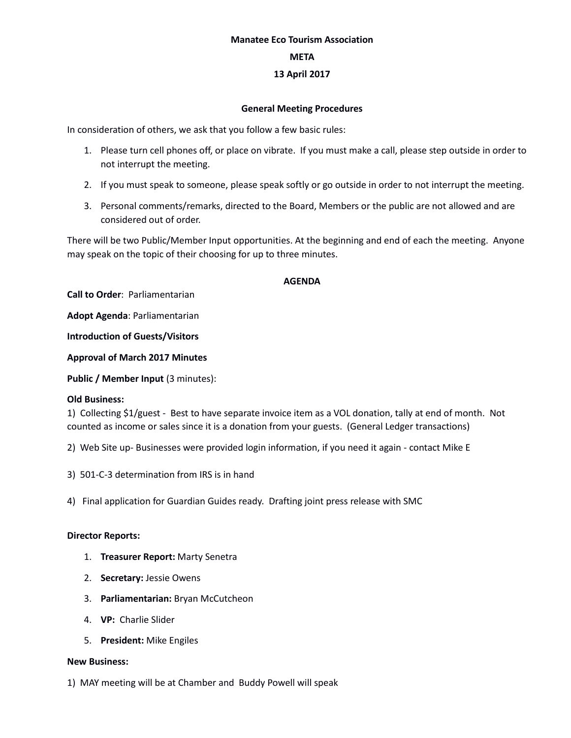**Manatee Eco Tourism Association**

**META**

**13 April 2017**

**General Meeting Procedures**

In consideration of others, we ask that you follow a few basic rules:

1. Please turn cell phones off, or place on vibrate. If you must make a call, please step outside in order to not interrupt the meeting.
2. If you must speak to someone, please speak softly or go outside in order to not interrupt the meeting.
3. Personal comments/remarks, directed to the Board, Members or the public are not allowed and are considered out of order.

There will be two Public/Member Input opportunities. At the beginning and end of each the meeting. Anyone may speak on the topic of their choosing for up to three minutes.

**AGENDA**

**Call to Order**: Parliamentarian

**Adopt Agenda**: Parliamentarian

**Introduction of Guests/Visitors**

**Approval of March 2017 Minutes**

**Public / Member Input** (3 minutes):

**Old Business:**

1) Collecting $1/guest - Best to have separate invoice item as a VOL donation, tally at end of month. Not counted as income or sales since it is a donation from your guests. (General Ledger transactions)

2) Web Site up- Businesses were provided login information, if you need it again - contact Mike E

3) 501-C-3 determination from IRS is in hand

4) Final application for Guardian Guides ready. Drafting joint press release with SMC

**Director Reports:**

1. **Treasurer Report:** Marty Senetra
2. **Secretary:** Jessie Owens
3. **Parliamentarian:** Bryan McCutcheon
4. **VP:** Charlie Slider
5. **President:** Mike Engiles

**New Business:**

1) MAY meeting will be at Chamber and Buddy Powell will speak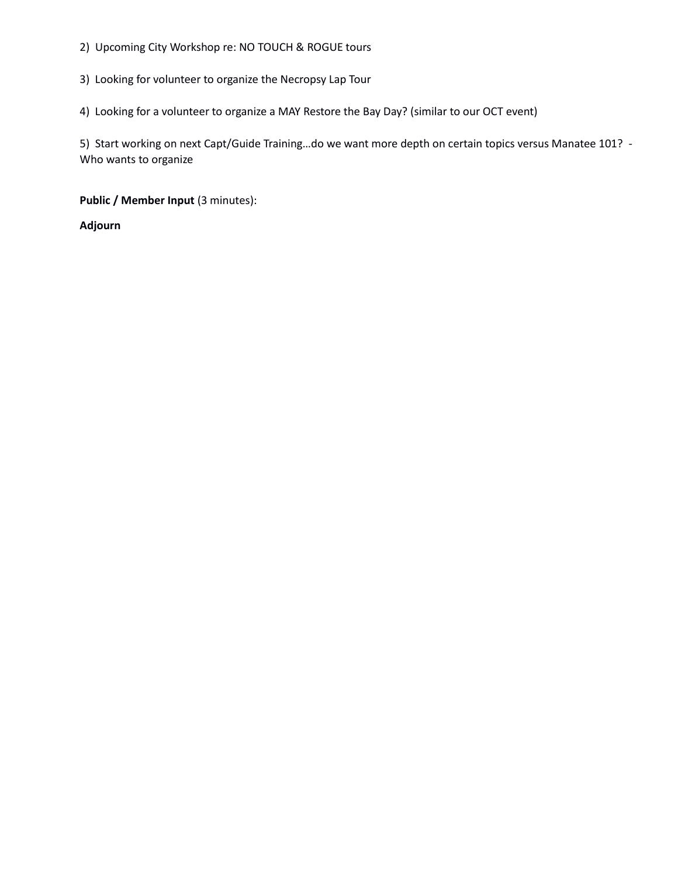2) Upcoming City Workshop re: NO TOUCH & ROGUE tours

3) Looking for volunteer to organize the Necropsy Lap Tour

4) Looking for a volunteer to organize a MAY Restore the Bay Day? (similar to our OCT event)

5) Start working on next Capt/Guide Training…do we want more depth on certain topics versus Manatee 101? - Who wants to organize

**Public / Member Input** (3 minutes):

**Adjourn**